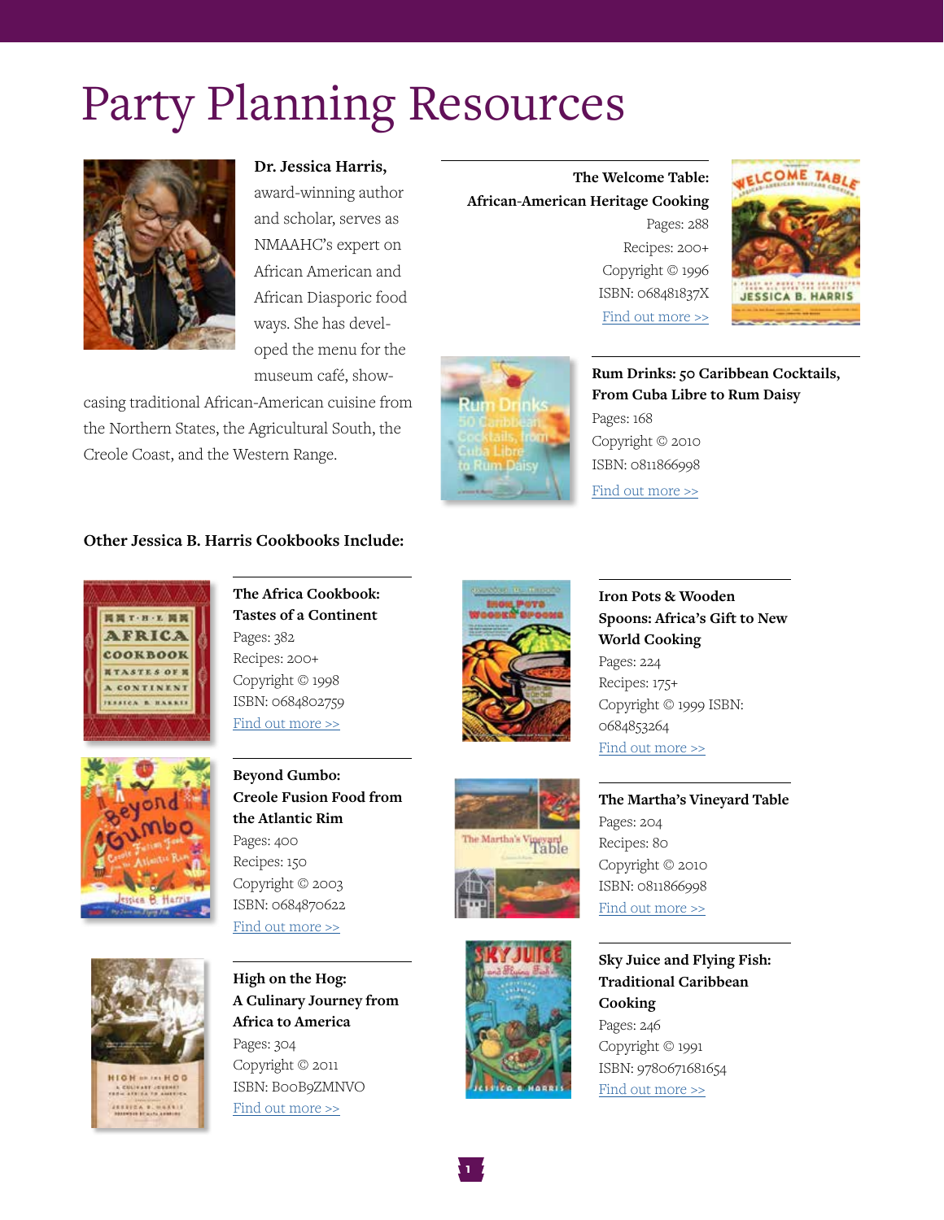# Party Planning Resources

**Dr. Jessica Harris,** award-winning author and scholar, serves as NMAAHC's expert on African American and African Diasporic food ways. She has developed the menu for the museum café, showcasing traditional African-American cuisine from the Northern States, the Agricultural South, the Creole Coast, and the Western Range.

**The Welcome Table: African-American Heritage Cooking**
Pages: 288
Recipes: 200+
Copyright © 1996
ISBN: 068481837X
Find out more >>

**Rum Drinks: 50 Caribbean Cocktails, From Cuba Libre to Rum Daisy**
Pages: 168
Copyright © 2010
ISBN: 0811866998
Find out more >>

**Other Jessica B. Harris Cookbooks Include:**

**The Africa Cookbook: Tastes of a Continent**
Pages: 382
Recipes: 200+
Copyright © 1998
ISBN: 0684802759
Find out more >>

**Beyond Gumbo: Creole Fusion Food from the Atlantic Rim**
Pages: 400
Recipes: 150
Copyright © 2003
ISBN: 0684870622
Find out more >>

**High on the Hog: A Culinary Journey from Africa to America**
Pages: 304
Copyright © 2011
ISBN: B00B9ZMNVO
Find out more >>

**Iron Pots & Wooden Spoons: Africa's Gift to New World Cooking**
Pages: 224
Recipes: 175+
Copyright © 1999 ISBN: 0684853264
Find out more >>

**The Martha's Vineyard Table**
Pages: 204
Recipes: 80
Copyright © 2010
ISBN: 0811866998
Find out more >>

**Sky Juice and Flying Fish: Traditional Caribbean Cooking**
Pages: 246
Copyright © 1991
ISBN: 9780671681654
Find out more >>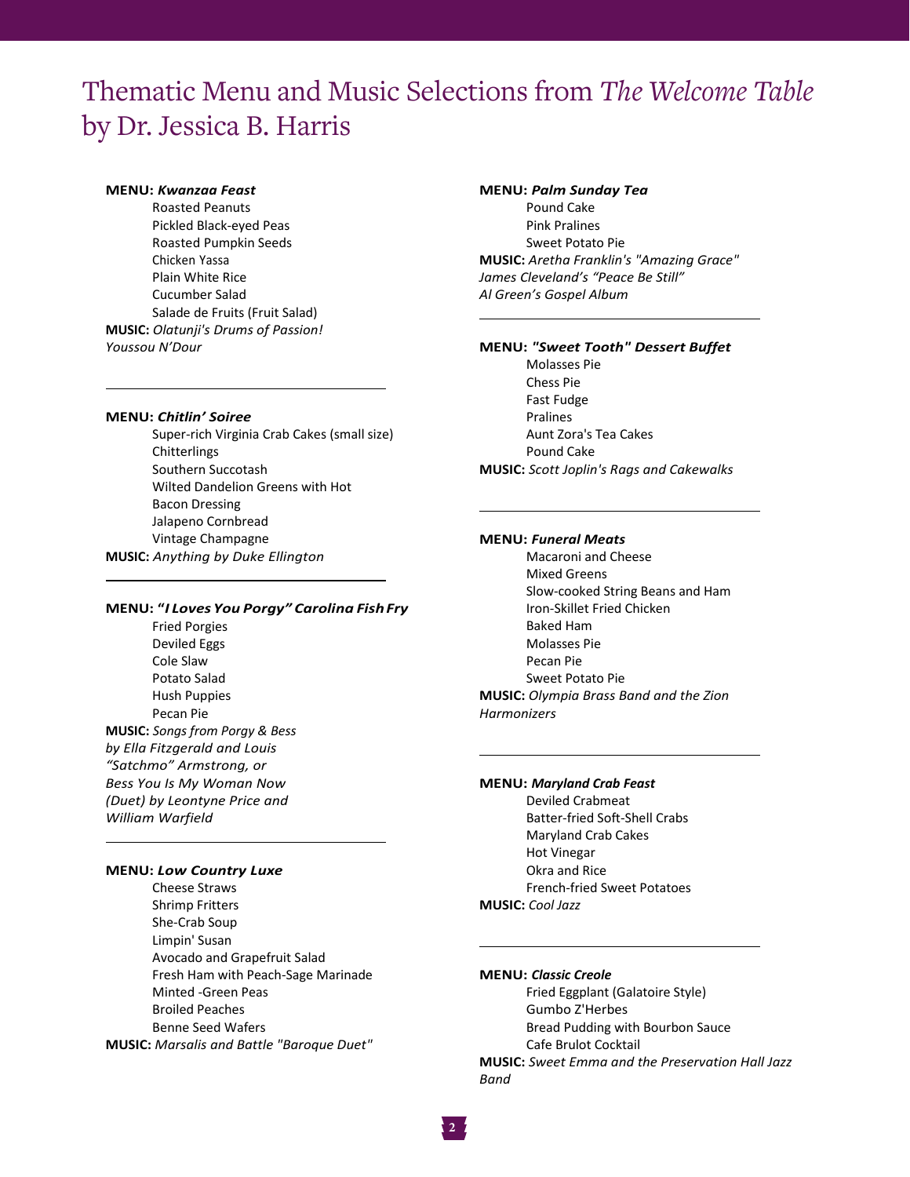# Thematic Menu and Music Selections from *The Welcome Table* by Dr. Jessica B. Harris

**MENU:** ***Kwanzaa Feast***

- Roasted Peanuts
- Pickled Black-eyed Peas
- Roasted Pumpkin Seeds
- Chicken Yassa
- Plain White Rice
- Cucumber Salad
- Salade de Fruits (Fruit Salad)

**MUSIC:** *Olatunji's Drums of Passion!*
*Youssou N'Dour*

---

**MENU:** ***Chitlin' Soiree***

- Super-rich Virginia Crab Cakes (small size)
- Chitterlings
- Southern Succotash
- Wilted Dandelion Greens with Hot Bacon Dressing
- Jalapeno Cornbread
- Vintage Champagne

**MUSIC:** *Anything by Duke Ellington*

---

**MENU:** ***"I Loves You Porgy" Carolina Fish Fry***

- Fried Porgies
- Deviled Eggs
- Cole Slaw
- Potato Salad
- Hush Puppies
- Pecan Pie

**MUSIC:** *Songs from Porgy & Bess by Ella Fitzgerald and Louis "Satchmo" Armstrong, or Bess You Is My Woman Now (Duet) by Leontyne Price and William Warfield*

---

**MENU:** ***Low Country Luxe***

- Cheese Straws
- Shrimp Fritters
- She-Crab Soup
- Limpin' Susan
- Avocado and Grapefruit Salad
- Fresh Ham with Peach-Sage Marinade
- Minted -Green Peas
- Broiled Peaches
- Benne Seed Wafers

**MUSIC:** *Marsalis and Battle "Baroque Duet"*

---

**MENU:** ***Palm Sunday Tea***

- Pound Cake
- Pink Pralines
- Sweet Potato Pie

**MUSIC:** *Aretha Franklin's "Amazing Grace"*
*James Cleveland's "Peace Be Still"*
*Al Green's Gospel Album*

---

**MENU:** ***"Sweet Tooth" Dessert Buffet***

- Molasses Pie
- Chess Pie
- Fast Fudge
- Pralines
- Aunt Zora's Tea Cakes
- Pound Cake

**MUSIC:** *Scott Joplin's Rags and Cakewalks*

---

**MENU:** ***Funeral Meats***

- Macaroni and Cheese
- Mixed Greens
- Slow-cooked String Beans and Ham
- Iron-Skillet Fried Chicken
- Baked Ham
- Molasses Pie
- Pecan Pie
- Sweet Potato Pie

**MUSIC:** *Olympia Brass Band and the Zion Harmonizers*

---

**MENU:** ***Maryland Crab Feast***

- Deviled Crabmeat
- Batter-fried Soft-Shell Crabs
- Maryland Crab Cakes
- Hot Vinegar
- Okra and Rice
- French-fried Sweet Potatoes

**MUSIC:** *Cool Jazz*

---

**MENU:** ***Classic Creole***

- Fried Eggplant (Galatoire Style)
- Gumbo Z'Herbes
- Bread Pudding with Bourbon Sauce
- Cafe Brulot Cocktail

**MUSIC:** *Sweet Emma and the Preservation Hall Jazz Band*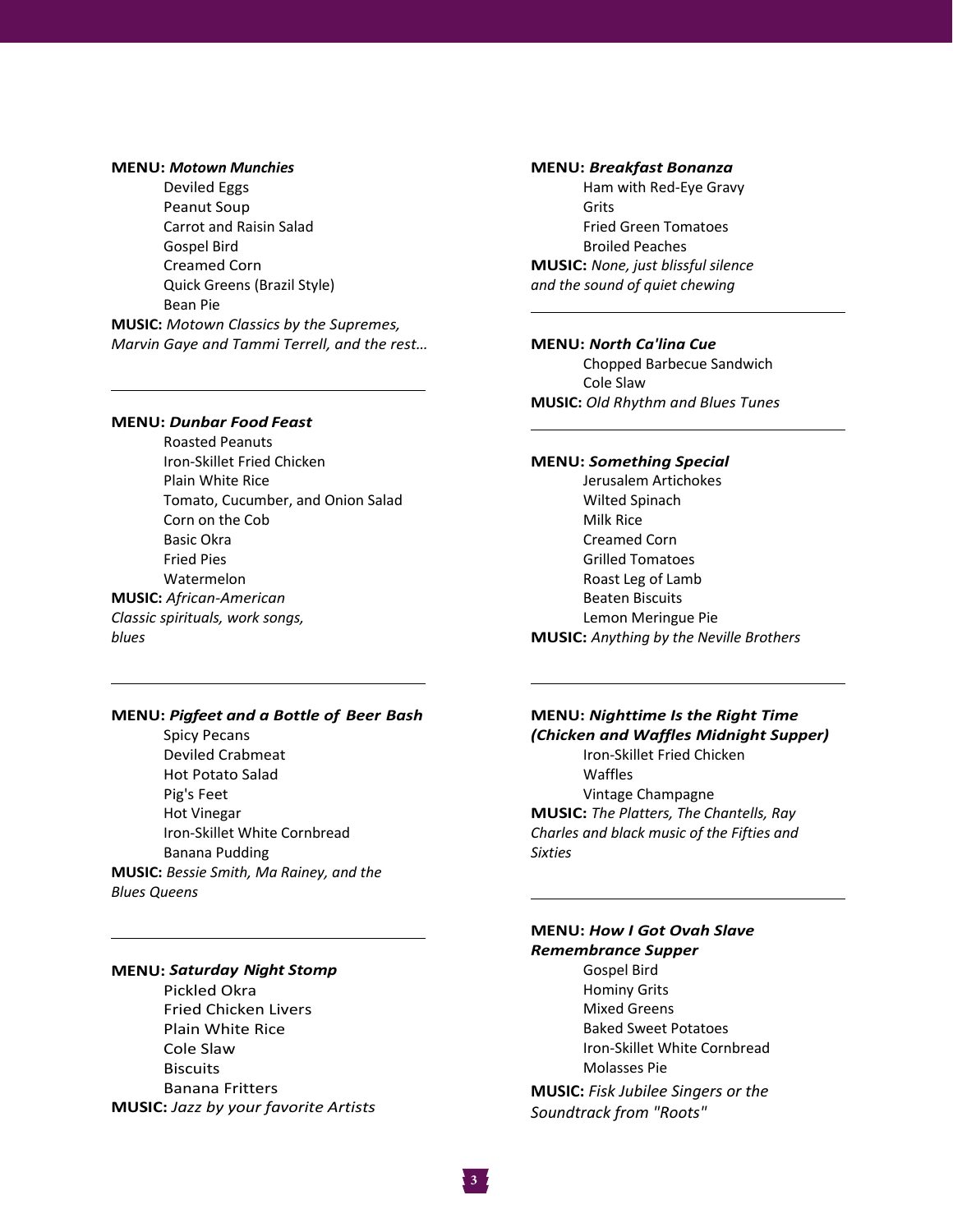**MENU:** ***Motown Munchies***

- Deviled Eggs
- Peanut Soup
- Carrot and Raisin Salad
- Gospel Bird
- Creamed Corn
- Quick Greens (Brazil Style)
- Bean Pie

**MUSIC:** *Motown Classics by the Supremes, Marvin Gaye and Tammi Terrell, and the rest…*

---

**MENU:** ***Dunbar Food Feast***

- Roasted Peanuts
- Iron-Skillet Fried Chicken
- Plain White Rice
- Tomato, Cucumber, and Onion Salad
- Corn on the Cob
- Basic Okra
- Fried Pies
- Watermelon

**MUSIC:** *African-American Classic spirituals, work songs, blues*

---

**MENU:** ***Pigfeet and a Bottle of Beer Bash***

- Spicy Pecans
- Deviled Crabmeat
- Hot Potato Salad
- Pig's Feet
- Hot Vinegar
- Iron-Skillet White Cornbread
- Banana Pudding

**MUSIC:** *Bessie Smith, Ma Rainey, and the Blues Queens*

---

**MENU:** ***Saturday Night Stomp***

- Pickled Okra
- Fried Chicken Livers
- Plain White Rice
- Cole Slaw
- Biscuits
- Banana Fritters

**MUSIC:** *Jazz by your favorite Artists*

---

**MENU:** ***Breakfast Bonanza***

- Ham with Red-Eye Gravy
- Grits
- Fried Green Tomatoes
- Broiled Peaches

**MUSIC:** *None, just blissful silence and the sound of quiet chewing*

---

**MENU:** ***North Ca'lina Cue***

- Chopped Barbecue Sandwich
- Cole Slaw

**MUSIC:** *Old Rhythm and Blues Tunes*

---

**MENU:** ***Something Special***

- Jerusalem Artichokes
- Wilted Spinach
- Milk Rice
- Creamed Corn
- Grilled Tomatoes
- Roast Leg of Lamb
- Beaten Biscuits
- Lemon Meringue Pie

**MUSIC:** *Anything by the Neville Brothers*

---

**MENU:** ***Nighttime Is the Right Time (Chicken and Waffles Midnight Supper)***

- Iron-Skillet Fried Chicken
- Waffles
- Vintage Champagne

**MUSIC:** *The Platters, The Chantells, Ray Charles and black music of the Fifties and Sixties*

---

**MENU:** ***How I Got Ovah Slave Remembrance Supper***

- Gospel Bird
- Hominy Grits
- Mixed Greens
- Baked Sweet Potatoes
- Iron-Skillet White Cornbread
- Molasses Pie

**MUSIC:** *Fisk Jubilee Singers or the Soundtrack from "Roots"*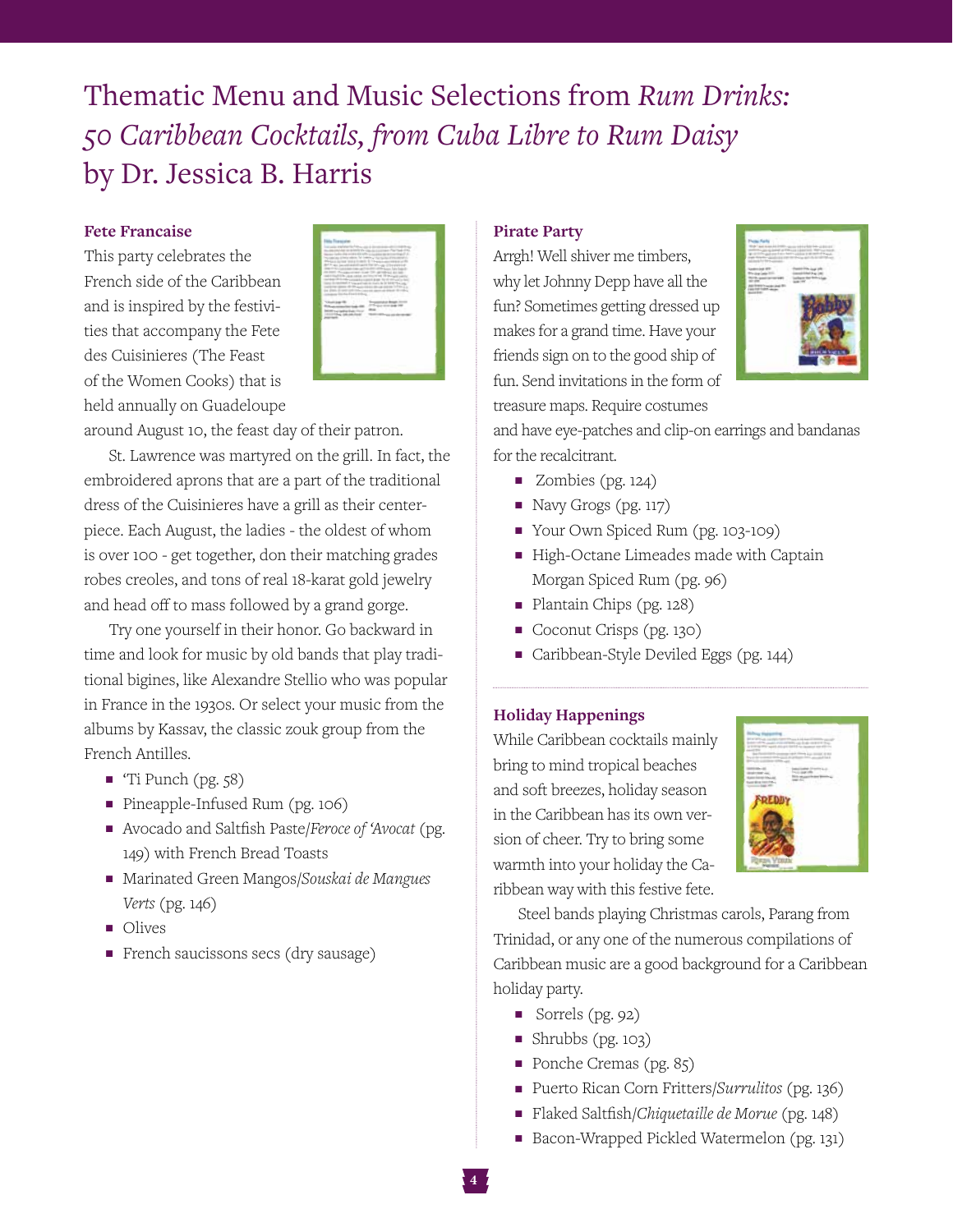# Thematic Menu and Music Selections from *Rum Drinks: 50 Caribbean Cocktails, from Cuba Libre to Rum Daisy* by Dr. Jessica B. Harris

### Fete Francaise

This party celebrates the French side of the Caribbean and is inspired by the festivities that accompany the Fete des Cuisinieres (The Feast of the Women Cooks) that is held annually on Guadeloupe around August 10, the feast day of their patron.

St. Lawrence was martyred on the grill. In fact, the embroidered aprons that are a part of the traditional dress of the Cuisinieres have a grill as their centerpiece. Each August, the ladies - the oldest of whom is over 100 - get together, don their matching grades robes creoles, and tons of real 18-karat gold jewelry and head off to mass followed by a grand gorge.

Try one yourself in their honor. Go backward in time and look for music by old bands that play traditional bigines, like Alexandre Stellio who was popular in France in the 1930s. Or select your music from the albums by Kassav, the classic zouk group from the French Antilles.

- 'Ti Punch (pg. 58)
- Pineapple-Infused Rum (pg. 106)
- Avocado and Saltfish Paste/*Feroce of 'Avocat* (pg. 149) with French Bread Toasts
- Marinated Green Mangos/*Souskai de Mangues Verts* (pg. 146)
- Olives
- French saucissons secs (dry sausage)

### Pirate Party

Arrgh! Well shiver me timbers, why let Johnny Depp have all the fun? Sometimes getting dressed up makes for a grand time. Have your friends sign on to the good ship of fun. Send invitations in the form of treasure maps. Require costumes and have eye-patches and clip-on earrings and bandanas for the recalcitrant.

- Zombies (pg. 124)
- Navy Grogs (pg. 117)
- Your Own Spiced Rum (pg. 103-109)
- High-Octane Limeades made with Captain Morgan Spiced Rum (pg. 96)
- Plantain Chips (pg. 128)
- Coconut Crisps (pg. 130)
- Caribbean-Style Deviled Eggs (pg. 144)

### Holiday Happenings

While Caribbean cocktails mainly bring to mind tropical beaches and soft breezes, holiday season in the Caribbean has its own version of cheer. Try to bring some warmth into your holiday the Caribbean way with this festive fete.

Steel bands playing Christmas carols, Parang from Trinidad, or any one of the numerous compilations of Caribbean music are a good background for a Caribbean holiday party.

- Sorrels (pg. 92)
- Shrubbs (pg. 103)
- Ponche Cremas (pg. 85)
- Puerto Rican Corn Fritters/*Surrulitos* (pg. 136)
- Flaked Saltfish/*Chiquetaille de Morue* (pg. 148)
- Bacon-Wrapped Pickled Watermelon (pg. 131)